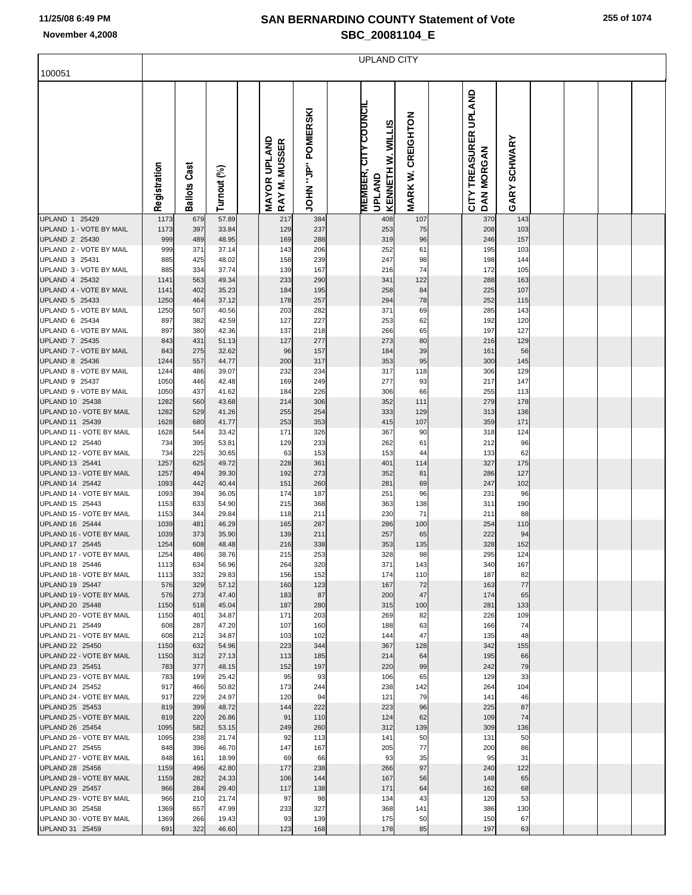# SAN BERNARDINO COUNTY Statement of Vote

## SBC_20081104_E

November 4,2008

100051

UPLAND CITY

| | Registration | Ballots Cast | Turnout (%) | | MAYOR UPLAND RAY M. MUSSER | JOHN "JP" POMIERSKI | | MEMBER, CITY COUNCIL UPLAND KENNETH W. WILLIS | MARK W. CREIGHTON | | CITY TREASURER UPLAND DAN MORGAN | GARY SCHWARY | | | | |
|---|---|---|---|---|---|---|---|---|---|---|---|---|---|---|---|---|
| UPLAND 1 25429 | 1173 | 679 | 57.89 | | 217 | 384 | | 408 | 107 | | 370 | 143 | | | | |
| UPLAND 1 - VOTE BY MAIL | 1173 | 397 | 33.84 | | 129 | 237 | | 253 | 75 | | 208 | 103 | | | | |
| UPLAND 2 25430 | 999 | 489 | 48.95 | | 169 | 288 | | 319 | 96 | | 246 | 157 | | | | |
| UPLAND 2 - VOTE BY MAIL | 999 | 371 | 37.14 | | 143 | 206 | | 252 | 61 | | 195 | 103 | | | | |
| UPLAND 3 25431 | 885 | 425 | 48.02 | | 158 | 239 | | 247 | 98 | | 198 | 144 | | | | |
| UPLAND 3 - VOTE BY MAIL | 885 | 334 | 37.74 | | 139 | 167 | | 216 | 74 | | 172 | 105 | | | | |
| UPLAND 4 25432 | 1141 | 563 | 49.34 | | 233 | 290 | | 341 | 122 | | 288 | 163 | | | | |
| UPLAND 4 - VOTE BY MAIL | 1141 | 402 | 35.23 | | 184 | 195 | | 258 | 84 | | 225 | 107 | | | | |
| UPLAND 5 25433 | 1250 | 464 | 37.12 | | 178 | 257 | | 294 | 78 | | 252 | 115 | | | | |
| UPLAND 5 - VOTE BY MAIL | 1250 | 507 | 40.56 | | 203 | 282 | | 371 | 69 | | 285 | 143 | | | | |
| UPLAND 6 25434 | 897 | 382 | 42.59 | | 127 | 227 | | 253 | 62 | | 192 | 120 | | | | |
| UPLAND 6 - VOTE BY MAIL | 897 | 380 | 42.36 | | 137 | 218 | | 266 | 65 | | 197 | 127 | | | | |
| UPLAND 7 25435 | 843 | 431 | 51.13 | | 127 | 277 | | 273 | 80 | | 216 | 129 | | | | |
| UPLAND 7 - VOTE BY MAIL | 843 | 275 | 32.62 | | 96 | 157 | | 184 | 39 | | 161 | 56 | | | | |
| UPLAND 8 25436 | 1244 | 557 | 44.77 | | 200 | 317 | | 353 | 95 | | 300 | 145 | | | | |
| UPLAND 8 - VOTE BY MAIL | 1244 | 486 | 39.07 | | 232 | 234 | | 317 | 118 | | 306 | 129 | | | | |
| UPLAND 9 25437 | 1050 | 446 | 42.48 | | 169 | 249 | | 277 | 93 | | 217 | 147 | | | | |
| UPLAND 9 - VOTE BY MAIL | 1050 | 437 | 41.62 | | 184 | 226 | | 306 | 66 | | 255 | 113 | | | | |
| UPLAND 10 25438 | 1282 | 560 | 43.68 | | 214 | 306 | | 352 | 111 | | 279 | 178 | | | | |
| UPLAND 10 - VOTE BY MAIL | 1282 | 529 | 41.26 | | 255 | 254 | | 333 | 129 | | 313 | 136 | | | | |
| UPLAND 11 25439 | 1628 | 680 | 41.77 | | 253 | 353 | | 415 | 107 | | 359 | 171 | | | | |
| UPLAND 11 - VOTE BY MAIL | 1628 | 544 | 33.42 | | 171 | 326 | | 367 | 90 | | 318 | 124 | | | | |
| UPLAND 12 25440 | 734 | 395 | 53.81 | | 129 | 233 | | 262 | 61 | | 212 | 96 | | | | |
| UPLAND 12 - VOTE BY MAIL | 734 | 225 | 30.65 | | 63 | 153 | | 153 | 44 | | 133 | 62 | | | | |
| UPLAND 13 25441 | 1257 | 625 | 49.72 | | 228 | 361 | | 401 | 114 | | 327 | 175 | | | | |
| UPLAND 13 - VOTE BY MAIL | 1257 | 494 | 39.30 | | 192 | 273 | | 352 | 81 | | 286 | 127 | | | | |
| UPLAND 14 25442 | 1093 | 442 | 40.44 | | 151 | 260 | | 281 | 69 | | 247 | 102 | | | | |
| UPLAND 14 - VOTE BY MAIL | 1093 | 394 | 36.05 | | 174 | 187 | | 251 | 96 | | 231 | 96 | | | | |
| UPLAND 15 25443 | 1153 | 633 | 54.90 | | 215 | 368 | | 363 | 138 | | 311 | 190 | | | | |
| UPLAND 15 - VOTE BY MAIL | 1153 | 344 | 29.84 | | 118 | 211 | | 230 | 71 | | 211 | 88 | | | | |
| UPLAND 16 25444 | 1039 | 481 | 46.29 | | 165 | 287 | | 286 | 100 | | 254 | 110 | | | | |
| UPLAND 16 - VOTE BY MAIL | 1039 | 373 | 35.90 | | 139 | 211 | | 257 | 65 | | 222 | 94 | | | | |
| UPLAND 17 25445 | 1254 | 608 | 48.48 | | 216 | 338 | | 353 | 135 | | 328 | 152 | | | | |
| UPLAND 17 - VOTE BY MAIL | 1254 | 486 | 38.76 | | 215 | 253 | | 328 | 98 | | 295 | 124 | | | | |
| UPLAND 18 25446 | 1113 | 634 | 56.96 | | 264 | 320 | | 371 | 143 | | 340 | 167 | | | | |
| UPLAND 18 - VOTE BY MAIL | 1113 | 332 | 29.83 | | 156 | 152 | | 174 | 110 | | 187 | 82 | | | | |
| UPLAND 19 25447 | 576 | 329 | 57.12 | | 160 | 123 | | 167 | 72 | | 163 | 77 | | | | |
| UPLAND 19 - VOTE BY MAIL | 576 | 273 | 47.40 | | 183 | 87 | | 200 | 47 | | 174 | 65 | | | | |
| UPLAND 20 25448 | 1150 | 518 | 45.04 | | 187 | 280 | | 315 | 100 | | 281 | 133 | | | | |
| UPLAND 20 - VOTE BY MAIL | 1150 | 401 | 34.87 | | 171 | 203 | | 269 | 82 | | 226 | 109 | | | | |
| UPLAND 21 25449 | 608 | 287 | 47.20 | | 107 | 160 | | 188 | 63 | | 166 | 74 | | | | |
| UPLAND 21 - VOTE BY MAIL | 608 | 212 | 34.87 | | 103 | 102 | | 144 | 47 | | 135 | 48 | | | | |
| UPLAND 22 25450 | 1150 | 632 | 54.96 | | 223 | 344 | | 367 | 128 | | 342 | 155 | | | | |
| UPLAND 22 - VOTE BY MAIL | 1150 | 312 | 27.13 | | 113 | 185 | | 214 | 64 | | 195 | 66 | | | | |
| UPLAND 23 25451 | 783 | 377 | 48.15 | | 152 | 197 | | 220 | 99 | | 242 | 79 | | | | |
| UPLAND 23 - VOTE BY MAIL | 783 | 199 | 25.42 | | 95 | 93 | | 106 | 65 | | 129 | 33 | | | | |
| UPLAND 24 25452 | 917 | 466 | 50.82 | | 173 | 244 | | 238 | 142 | | 264 | 104 | | | | |
| UPLAND 24 - VOTE BY MAIL | 917 | 229 | 24.97 | | 120 | 94 | | 121 | 79 | | 141 | 46 | | | | |
| UPLAND 25 25453 | 819 | 399 | 48.72 | | 144 | 222 | | 223 | 96 | | 225 | 87 | | | | |
| UPLAND 25 - VOTE BY MAIL | 819 | 220 | 26.86 | | 91 | 110 | | 124 | 62 | | 109 | 74 | | | | |
| UPLAND 26 25454 | 1095 | 582 | 53.15 | | 249 | 260 | | 312 | 139 | | 309 | 136 | | | | |
| UPLAND 26 - VOTE BY MAIL | 1095 | 238 | 21.74 | | 92 | 113 | | 141 | 50 | | 131 | 50 | | | | |
| UPLAND 27 25455 | 848 | 396 | 46.70 | | 147 | 167 | | 205 | 77 | | 200 | 86 | | | | |
| UPLAND 27 - VOTE BY MAIL | 848 | 161 | 18.99 | | 69 | 66 | | 93 | 35 | | 95 | 31 | | | | |
| UPLAND 28 25456 | 1159 | 496 | 42.80 | | 177 | 238 | | 266 | 97 | | 240 | 122 | | | | |
| UPLAND 28 - VOTE BY MAIL | 1159 | 282 | 24.33 | | 106 | 144 | | 167 | 56 | | 148 | 65 | | | | |
| UPLAND 29 25457 | 966 | 284 | 29.40 | | 117 | 138 | | 171 | 64 | | 162 | 68 | | | | |
| UPLAND 29 - VOTE BY MAIL | 966 | 210 | 21.74 | | 97 | 98 | | 134 | 43 | | 120 | 53 | | | | |
| UPLAND 30 25458 | 1369 | 657 | 47.99 | | 233 | 327 | | 368 | 141 | | 386 | 130 | | | | |
| UPLAND 30 - VOTE BY MAIL | 1369 | 266 | 19.43 | | 93 | 139 | | 175 | 50 | | 150 | 67 | | | | |
| UPLAND 31 25459 | 691 | 322 | 46.60 | | 123 | 168 | | 178 | 85 | | 197 | 63 | | | | |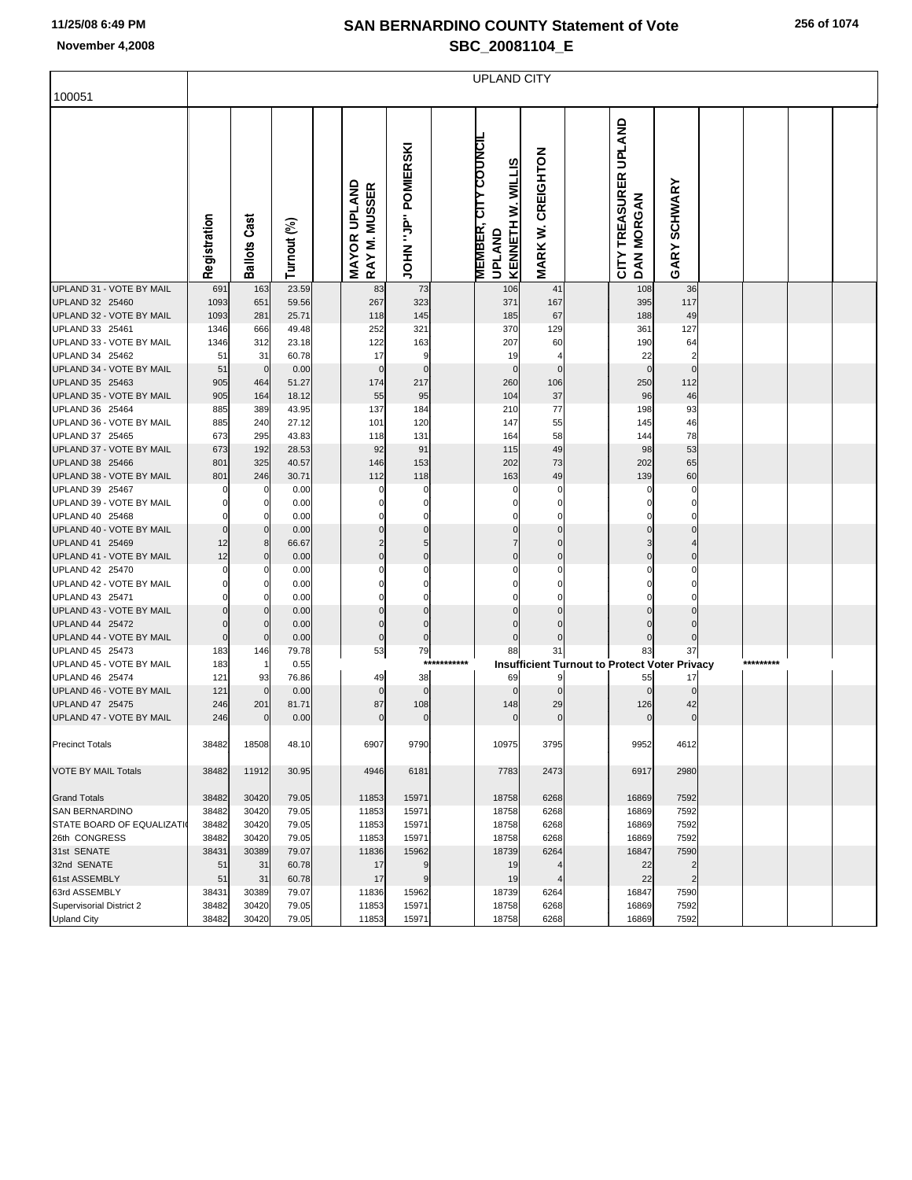# SAN BERNARDINO COUNTY Statement of Vote
## SBC_20081104_E

November 4,2008

100051

UPLAND CITY

| | Registration | Ballots Cast | Turnout (%) | | MAYOR UPLAND RAY M. MUSSER | JOHN "JP" POMIERSKI | | MEMBER, CITY COUNCIL UPLAND KENNETH W. WILLIS | MARK W. CREIGHTON | | CITY TREASURER UPLAND DAN MORGAN | GARY SCHWARY | | | | |
|---|---|---|---|---|---|---|---|---|---|---|---|---|---|---|---|---|
| UPLAND 31 - VOTE BY MAIL | 691 | 163 | 23.59 | | 83 | 73 | | 106 | 41 | | 108 | 36 | | | | |
| UPLAND 32 25460 | 1093 | 651 | 59.56 | | 267 | 323 | | 371 | 167 | | 395 | 117 | | | | |
| UPLAND 32 - VOTE BY MAIL | 1093 | 281 | 25.71 | | 118 | 145 | | 185 | 67 | | 188 | 49 | | | | |
| UPLAND 33 25461 | 1346 | 666 | 49.48 | | 252 | 321 | | 370 | 129 | | 361 | 127 | | | | |
| UPLAND 33 - VOTE BY MAIL | 1346 | 312 | 23.18 | | 122 | 163 | | 207 | 60 | | 190 | 64 | | | | |
| UPLAND 34 25462 | 51 | 31 | 60.78 | | 17 | 9 | | 19 | 4 | | 22 | 2 | | | | |
| UPLAND 34 - VOTE BY MAIL | 51 | 0 | 0.00 | | 0 | 0 | | 0 | 0 | | 0 | 0 | | | | |
| UPLAND 35 25463 | 905 | 464 | 51.27 | | 174 | 217 | | 260 | 106 | | 250 | 112 | | | | |
| UPLAND 35 - VOTE BY MAIL | 905 | 164 | 18.12 | | 55 | 95 | | 104 | 37 | | 96 | 46 | | | | |
| UPLAND 36 25464 | 885 | 389 | 43.95 | | 137 | 184 | | 210 | 77 | | 198 | 93 | | | | |
| UPLAND 36 - VOTE BY MAIL | 885 | 240 | 27.12 | | 101 | 120 | | 147 | 55 | | 145 | 46 | | | | |
| UPLAND 37 25465 | 673 | 295 | 43.83 | | 118 | 131 | | 164 | 58 | | 144 | 78 | | | | |
| UPLAND 37 - VOTE BY MAIL | 673 | 192 | 28.53 | | 92 | 91 | | 115 | 49 | | 98 | 53 | | | | |
| UPLAND 38 25466 | 801 | 325 | 40.57 | | 146 | 153 | | 202 | 73 | | 202 | 65 | | | | |
| UPLAND 38 - VOTE BY MAIL | 801 | 246 | 30.71 | | 112 | 118 | | 163 | 49 | | 139 | 60 | | | | |
| UPLAND 39 25467 | 0 | 0 | 0.00 | | 0 | 0 | | 0 | 0 | | 0 | 0 | | | | |
| UPLAND 39 - VOTE BY MAIL | 0 | 0 | 0.00 | | 0 | 0 | | 0 | 0 | | 0 | 0 | | | | |
| UPLAND 40 25468 | 0 | 0 | 0.00 | | 0 | 0 | | 0 | 0 | | 0 | 0 | | | | |
| UPLAND 40 - VOTE BY MAIL | 0 | 0 | 0.00 | | 0 | 0 | | 0 | 0 | | 0 | 0 | | | | |
| UPLAND 41 25469 | 12 | 8 | 66.67 | | 2 | 5 | | 7 | 0 | | 3 | 4 | | | | |
| UPLAND 41 - VOTE BY MAIL | 12 | 0 | 0.00 | | 0 | 0 | | 0 | 0 | | 0 | 0 | | | | |
| UPLAND 42 25470 | 0 | 0 | 0.00 | | 0 | 0 | | 0 | 0 | | 0 | 0 | | | | |
| UPLAND 42 - VOTE BY MAIL | 0 | 0 | 0.00 | | 0 | 0 | | 0 | 0 | | 0 | 0 | | | | |
| UPLAND 43 25471 | 0 | 0 | 0.00 | | 0 | 0 | | 0 | 0 | | 0 | 0 | | | | |
| UPLAND 43 - VOTE BY MAIL | 0 | 0 | 0.00 | | 0 | 0 | | 0 | 0 | | 0 | 0 | | | | |
| UPLAND 44 25472 | 0 | 0 | 0.00 | | 0 | 0 | | 0 | 0 | | 0 | 0 | | | | |
| UPLAND 44 - VOTE BY MAIL | 0 | 0 | 0.00 | | 0 | 0 | | 0 | 0 | | 0 | 0 | | | | |
| UPLAND 45 25473 | 183 | 146 | 79.78 | | 53 | 79 | | 88 | 31 | | 83 | 37 | | | | |
| UPLAND 45 - VOTE BY MAIL | 183 | 1 | 0.55 | | | | *********** | Insufficient Turnout to Protect Voter Privacy | | | | | | ********* | | |
| UPLAND 46 25474 | 121 | 93 | 76.86 | | 49 | 38 | | 69 | 9 | | 55 | 17 | | | | |
| UPLAND 46 - VOTE BY MAIL | 121 | 0 | 0.00 | | 0 | 0 | | 0 | 0 | | 0 | 0 | | | | |
| UPLAND 47 25475 | 246 | 201 | 81.71 | | 87 | 108 | | 148 | 29 | | 126 | 42 | | | | |
| UPLAND 47 - VOTE BY MAIL | 246 | 0 | 0.00 | | 0 | 0 | | 0 | 0 | | 0 | 0 | | | | |
| Precinct Totals | 38482 | 18508 | 48.10 | | 6907 | 9790 | | 10975 | 3795 | | 9952 | 4612 | | | | |
| VOTE BY MAIL Totals | 38482 | 11912 | 30.95 | | 4946 | 6181 | | 7783 | 2473 | | 6917 | 2980 | | | | |
| Grand Totals | 38482 | 30420 | 79.05 | | 11853 | 15971 | | 18758 | 6268 | | 16869 | 7592 | | | | |
| SAN BERNARDINO | 38482 | 30420 | 79.05 | | 11853 | 15971 | | 18758 | 6268 | | 16869 | 7592 | | | | |
| STATE BOARD OF EQUALIZATI | 38482 | 30420 | 79.05 | | 11853 | 15971 | | 18758 | 6268 | | 16869 | 7592 | | | | |
| 26th CONGRESS | 38482 | 30420 | 79.05 | | 11853 | 15971 | | 18758 | 6268 | | 16869 | 7592 | | | | |
| 31st SENATE | 38431 | 30389 | 79.07 | | 11836 | 15962 | | 18739 | 6264 | | 16847 | 7590 | | | | |
| 32nd SENATE | 51 | 31 | 60.78 | | 17 | 9 | | 19 | 4 | | 22 | 2 | | | | |
| 61st ASSEMBLY | 51 | 31 | 60.78 | | 17 | 9 | | 19 | 4 | | 22 | 2 | | | | |
| 63rd ASSEMBLY | 38431 | 30389 | 79.07 | | 11836 | 15962 | | 18739 | 6264 | | 16847 | 7590 | | | | |
| Supervisorial District 2 | 38482 | 30420 | 79.05 | | 11853 | 15971 | | 18758 | 6268 | | 16869 | 7592 | | | | |
| Upland City | 38482 | 30420 | 79.05 | | 11853 | 15971 | | 18758 | 6268 | | 16869 | 7592 | | | | |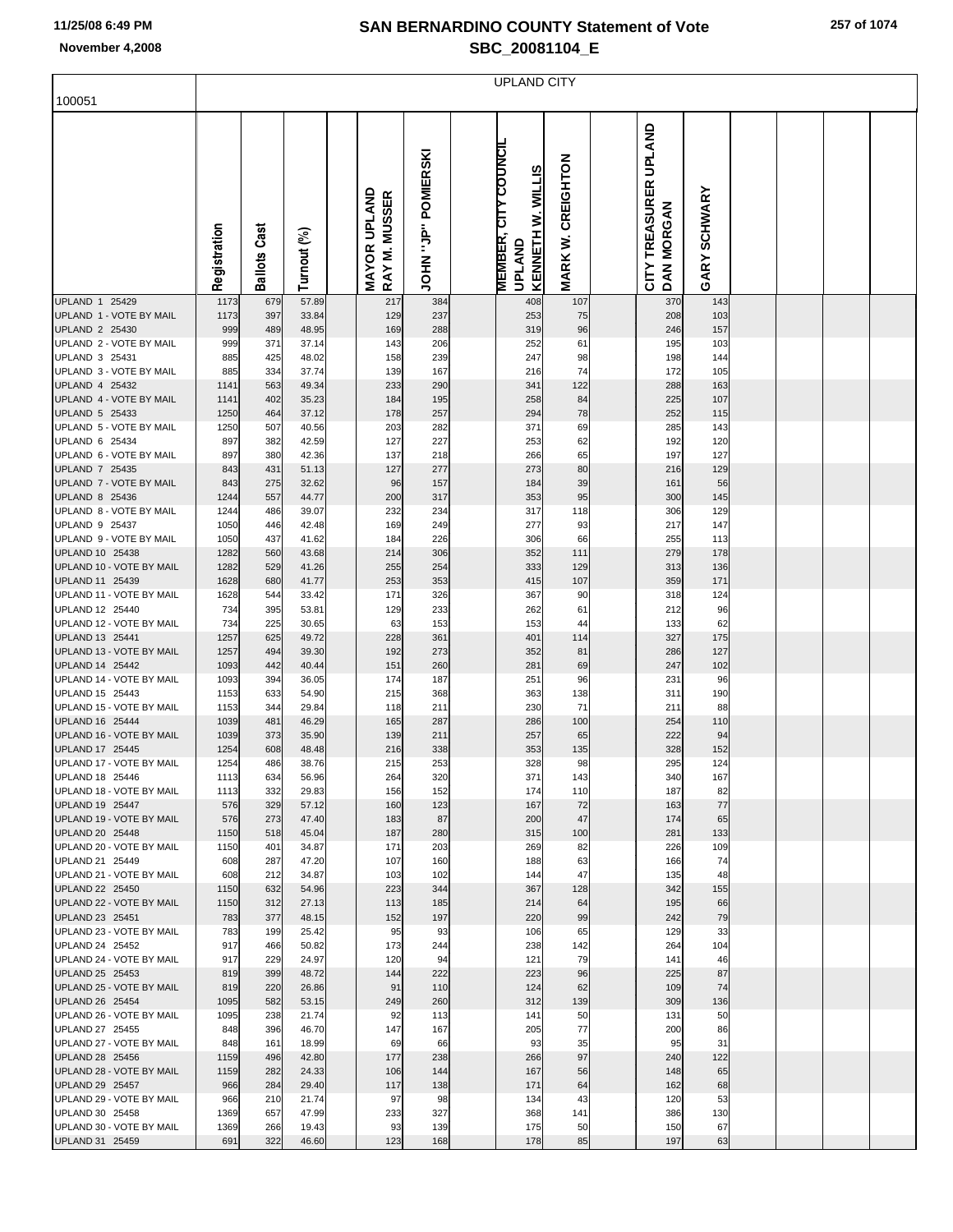# SAN BERNARDINO COUNTY Statement of Vote
## SBC_20081104_E

November 4,2008

100051

UPLAND CITY

| | Registration | Ballots Cast | Turnout (%) | | MAYOR UPLAND RAY M. MUSSER | JOHN "JP" POMIERSKI | | MEMBER, CITY COUNCIL UPLAND KENNETH W. WILLIS | MARK W. CREIGHTON | | CITY TREASURER UPLAND DAN MORGAN | GARY SCHWARY | | | | |
|---|---|---|---|---|---|---|---|---|---|---|---|---|---|---|---|---|
| UPLAND 1 25429 | 1173 | 679 | 57.89 | | 217 | 384 | | 408 | 107 | | 370 | 143 | | | | |
| UPLAND 1 - VOTE BY MAIL | 1173 | 397 | 33.84 | | 129 | 237 | | 253 | 75 | | 208 | 103 | | | | |
| UPLAND 2 25430 | 999 | 489 | 48.95 | | 169 | 288 | | 319 | 96 | | 246 | 157 | | | | |
| UPLAND 2 - VOTE BY MAIL | 999 | 371 | 37.14 | | 143 | 206 | | 252 | 61 | | 195 | 103 | | | | |
| UPLAND 3 25431 | 885 | 425 | 48.02 | | 158 | 239 | | 247 | 98 | | 198 | 144 | | | | |
| UPLAND 3 - VOTE BY MAIL | 885 | 334 | 37.74 | | 139 | 167 | | 216 | 74 | | 172 | 105 | | | | |
| UPLAND 4 25432 | 1141 | 563 | 49.34 | | 233 | 290 | | 341 | 122 | | 288 | 163 | | | | |
| UPLAND 4 - VOTE BY MAIL | 1141 | 402 | 35.23 | | 184 | 195 | | 258 | 84 | | 225 | 107 | | | | |
| UPLAND 5 25433 | 1250 | 464 | 37.12 | | 178 | 257 | | 294 | 78 | | 252 | 115 | | | | |
| UPLAND 5 - VOTE BY MAIL | 1250 | 507 | 40.56 | | 203 | 282 | | 371 | 69 | | 285 | 143 | | | | |
| UPLAND 6 25434 | 897 | 382 | 42.59 | | 127 | 227 | | 253 | 62 | | 192 | 120 | | | | |
| UPLAND 6 - VOTE BY MAIL | 897 | 380 | 42.36 | | 137 | 218 | | 266 | 65 | | 197 | 127 | | | | |
| UPLAND 7 25435 | 843 | 431 | 51.13 | | 127 | 277 | | 273 | 80 | | 216 | 129 | | | | |
| UPLAND 7 - VOTE BY MAIL | 843 | 275 | 32.62 | | 96 | 157 | | 184 | 39 | | 161 | 56 | | | | |
| UPLAND 8 25436 | 1244 | 557 | 44.77 | | 200 | 317 | | 353 | 95 | | 300 | 145 | | | | |
| UPLAND 8 - VOTE BY MAIL | 1244 | 486 | 39.07 | | 232 | 234 | | 317 | 118 | | 306 | 129 | | | | |
| UPLAND 9 25437 | 1050 | 446 | 42.48 | | 169 | 249 | | 277 | 93 | | 217 | 147 | | | | |
| UPLAND 9 - VOTE BY MAIL | 1050 | 437 | 41.62 | | 184 | 226 | | 306 | 66 | | 255 | 113 | | | | |
| UPLAND 10 25438 | 1282 | 560 | 43.68 | | 214 | 306 | | 352 | 111 | | 279 | 178 | | | | |
| UPLAND 10 - VOTE BY MAIL | 1282 | 529 | 41.26 | | 255 | 254 | | 333 | 129 | | 313 | 136 | | | | |
| UPLAND 11 25439 | 1628 | 680 | 41.77 | | 253 | 353 | | 415 | 107 | | 359 | 171 | | | | |
| UPLAND 11 - VOTE BY MAIL | 1628 | 544 | 33.42 | | 171 | 326 | | 367 | 90 | | 318 | 124 | | | | |
| UPLAND 12 25440 | 734 | 395 | 53.81 | | 129 | 233 | | 262 | 61 | | 212 | 96 | | | | |
| UPLAND 12 - VOTE BY MAIL | 734 | 225 | 30.65 | | 63 | 153 | | 153 | 44 | | 133 | 62 | | | | |
| UPLAND 13 25441 | 1257 | 625 | 49.72 | | 228 | 361 | | 401 | 114 | | 327 | 175 | | | | |
| UPLAND 13 - VOTE BY MAIL | 1257 | 494 | 39.30 | | 192 | 273 | | 352 | 81 | | 286 | 127 | | | | |
| UPLAND 14 25442 | 1093 | 442 | 40.44 | | 151 | 260 | | 281 | 69 | | 247 | 102 | | | | |
| UPLAND 14 - VOTE BY MAIL | 1093 | 394 | 36.05 | | 174 | 187 | | 251 | 96 | | 231 | 96 | | | | |
| UPLAND 15 25443 | 1153 | 633 | 54.90 | | 215 | 368 | | 363 | 138 | | 311 | 190 | | | | |
| UPLAND 15 - VOTE BY MAIL | 1153 | 344 | 29.84 | | 118 | 211 | | 230 | 71 | | 211 | 88 | | | | |
| UPLAND 16 25444 | 1039 | 481 | 46.29 | | 165 | 287 | | 286 | 100 | | 254 | 110 | | | | |
| UPLAND 16 - VOTE BY MAIL | 1039 | 373 | 35.90 | | 139 | 211 | | 257 | 65 | | 222 | 94 | | | | |
| UPLAND 17 25445 | 1254 | 608 | 48.48 | | 216 | 338 | | 353 | 135 | | 328 | 152 | | | | |
| UPLAND 17 - VOTE BY MAIL | 1254 | 486 | 38.76 | | 215 | 253 | | 328 | 98 | | 295 | 124 | | | | |
| UPLAND 18 25446 | 1113 | 634 | 56.96 | | 264 | 320 | | 371 | 143 | | 340 | 167 | | | | |
| UPLAND 18 - VOTE BY MAIL | 1113 | 332 | 29.83 | | 156 | 152 | | 174 | 110 | | 187 | 82 | | | | |
| UPLAND 19 25447 | 576 | 329 | 57.12 | | 160 | 123 | | 167 | 72 | | 163 | 77 | | | | |
| UPLAND 19 - VOTE BY MAIL | 576 | 273 | 47.40 | | 183 | 87 | | 200 | 47 | | 174 | 65 | | | | |
| UPLAND 20 25448 | 1150 | 518 | 45.04 | | 187 | 280 | | 315 | 100 | | 281 | 133 | | | | |
| UPLAND 20 - VOTE BY MAIL | 1150 | 401 | 34.87 | | 171 | 203 | | 269 | 82 | | 226 | 109 | | | | |
| UPLAND 21 25449 | 608 | 287 | 47.20 | | 107 | 160 | | 188 | 63 | | 166 | 74 | | | | |
| UPLAND 21 - VOTE BY MAIL | 608 | 212 | 34.87 | | 103 | 102 | | 144 | 47 | | 135 | 48 | | | | |
| UPLAND 22 25450 | 1150 | 632 | 54.96 | | 223 | 344 | | 367 | 128 | | 342 | 155 | | | | |
| UPLAND 22 - VOTE BY MAIL | 1150 | 312 | 27.13 | | 113 | 185 | | 214 | 64 | | 195 | 66 | | | | |
| UPLAND 23 25451 | 783 | 377 | 48.15 | | 152 | 197 | | 220 | 99 | | 242 | 79 | | | | |
| UPLAND 23 - VOTE BY MAIL | 783 | 199 | 25.42 | | 95 | 93 | | 106 | 65 | | 129 | 33 | | | | |
| UPLAND 24 25452 | 917 | 466 | 50.82 | | 173 | 244 | | 238 | 142 | | 264 | 104 | | | | |
| UPLAND 24 - VOTE BY MAIL | 917 | 229 | 24.97 | | 120 | 94 | | 121 | 79 | | 141 | 46 | | | | |
| UPLAND 25 25453 | 819 | 399 | 48.72 | | 144 | 222 | | 223 | 96 | | 225 | 87 | | | | |
| UPLAND 25 - VOTE BY MAIL | 819 | 220 | 26.86 | | 91 | 110 | | 124 | 62 | | 109 | 74 | | | | |
| UPLAND 26 25454 | 1095 | 582 | 53.15 | | 249 | 260 | | 312 | 139 | | 309 | 136 | | | | |
| UPLAND 26 - VOTE BY MAIL | 1095 | 238 | 21.74 | | 92 | 113 | | 141 | 50 | | 131 | 50 | | | | |
| UPLAND 27 25455 | 848 | 396 | 46.70 | | 147 | 167 | | 205 | 77 | | 200 | 86 | | | | |
| UPLAND 27 - VOTE BY MAIL | 848 | 161 | 18.99 | | 69 | 66 | | 93 | 35 | | 95 | 31 | | | | |
| UPLAND 28 25456 | 1159 | 496 | 42.80 | | 177 | 238 | | 266 | 97 | | 240 | 122 | | | | |
| UPLAND 28 - VOTE BY MAIL | 1159 | 282 | 24.33 | | 106 | 144 | | 167 | 56 | | 148 | 65 | | | | |
| UPLAND 29 25457 | 966 | 284 | 29.40 | | 117 | 138 | | 171 | 64 | | 162 | 68 | | | | |
| UPLAND 29 - VOTE BY MAIL | 966 | 210 | 21.74 | | 97 | 98 | | 134 | 43 | | 120 | 53 | | | | |
| UPLAND 30 25458 | 1369 | 657 | 47.99 | | 233 | 327 | | 368 | 141 | | 386 | 130 | | | | |
| UPLAND 30 - VOTE BY MAIL | 1369 | 266 | 19.43 | | 93 | 139 | | 175 | 50 | | 150 | 67 | | | | |
| UPLAND 31 25459 | 691 | 322 | 46.60 | | 123 | 168 | | 178 | 85 | | 197 | 63 | | | | |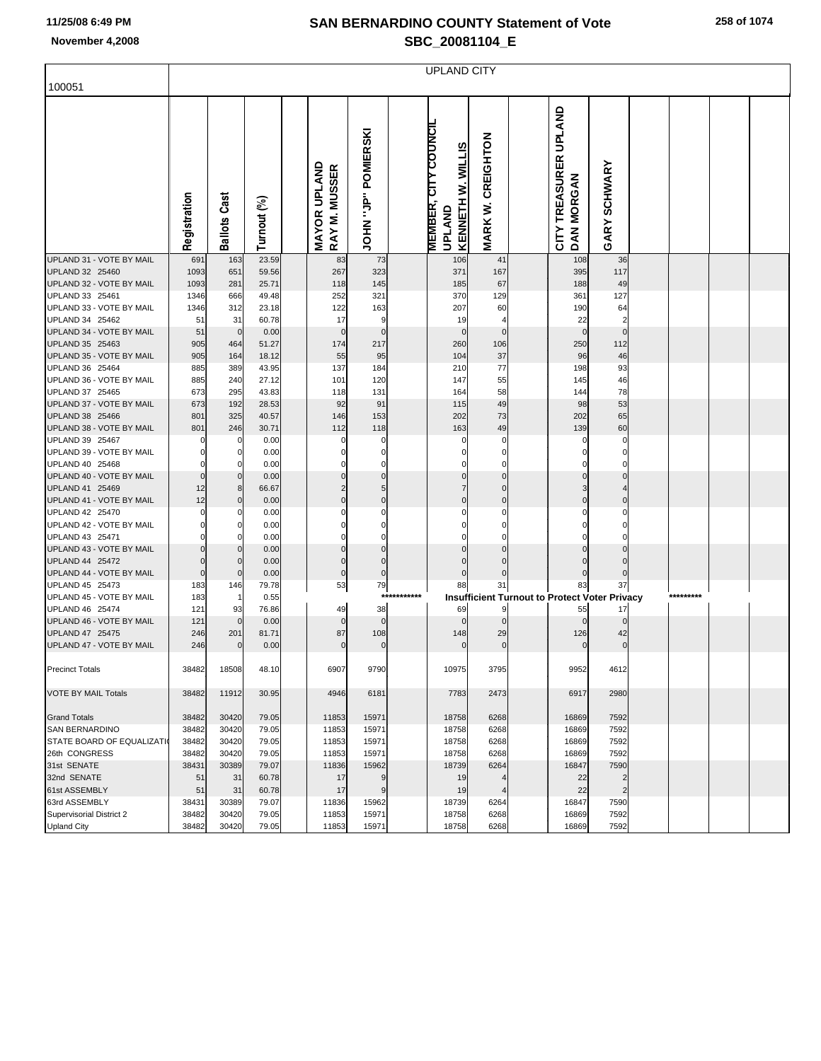# SAN BERNARDINO COUNTY Statement of Vote
## SBC_20081104_E

11/25/08 6:49 PM

November 4,2008

| 100051 | UPLAND CITY | | | | | | | | | | | | | | | |
|---|---|---|---|---|---|---|---|---|---|---|---|---|---|---|---|---|
| | Registration | Ballots Cast | Turnout (%) | | MAYOR UPLAND RAY M. MUSSER | JOHN "JP" POMIERSKI | | MEMBER, CITY COUNCIL UPLAND KENNETH W. WILLIS | MARK W. CREIGHTON | | CITY TREASURER UPLAND DAN MORGAN | GARY SCHWARY | | | | |
| UPLAND 31 - VOTE BY MAIL | 691 | 163 | 23.59 | | 83 | 73 | | 106 | 41 | | 108 | 36 | | | | |
| UPLAND 32 25460 | 1093 | 651 | 59.56 | | 267 | 323 | | 371 | 167 | | 395 | 117 | | | | |
| UPLAND 32 - VOTE BY MAIL | 1093 | 281 | 25.71 | | 118 | 145 | | 185 | 67 | | 188 | 49 | | | | |
| UPLAND 33 25461 | 1346 | 666 | 49.48 | | 252 | 321 | | 370 | 129 | | 361 | 127 | | | | |
| UPLAND 33 - VOTE BY MAIL | 1346 | 312 | 23.18 | | 122 | 163 | | 207 | 60 | | 190 | 64 | | | | |
| UPLAND 34 25462 | 51 | 31 | 60.78 | | 17 | 9 | | 19 | 4 | | 22 | 2 | | | | |
| UPLAND 34 - VOTE BY MAIL | 51 | 0 | 0.00 | | 0 | 0 | | 0 | 0 | | 0 | 0 | | | | |
| UPLAND 35 25463 | 905 | 464 | 51.27 | | 174 | 217 | | 260 | 106 | | 250 | 112 | | | | |
| UPLAND 35 - VOTE BY MAIL | 905 | 164 | 18.12 | | 55 | 95 | | 104 | 37 | | 96 | 46 | | | | |
| UPLAND 36 25464 | 885 | 389 | 43.95 | | 137 | 184 | | 210 | 77 | | 198 | 93 | | | | |
| UPLAND 36 - VOTE BY MAIL | 885 | 240 | 27.12 | | 101 | 120 | | 147 | 55 | | 145 | 46 | | | | |
| UPLAND 37 25465 | 673 | 295 | 43.83 | | 118 | 131 | | 164 | 58 | | 144 | 78 | | | | |
| UPLAND 37 - VOTE BY MAIL | 673 | 192 | 28.53 | | 92 | 91 | | 115 | 49 | | 98 | 53 | | | | |
| UPLAND 38 25466 | 801 | 325 | 40.57 | | 146 | 153 | | 202 | 73 | | 202 | 65 | | | | |
| UPLAND 38 - VOTE BY MAIL | 801 | 246 | 30.71 | | 112 | 118 | | 163 | 49 | | 139 | 60 | | | | |
| UPLAND 39 25467 | 0 | 0 | 0.00 | | 0 | 0 | | 0 | 0 | | 0 | 0 | | | | |
| UPLAND 39 - VOTE BY MAIL | 0 | 0 | 0.00 | | 0 | 0 | | 0 | 0 | | 0 | 0 | | | | |
| UPLAND 40 25468 | 0 | 0 | 0.00 | | 0 | 0 | | 0 | 0 | | 0 | 0 | | | | |
| UPLAND 40 - VOTE BY MAIL | 0 | 0 | 0.00 | | 0 | 0 | | 0 | 0 | | 0 | 0 | | | | |
| UPLAND 41 25469 | 12 | 8 | 66.67 | | 2 | 5 | | 7 | 0 | | 3 | 4 | | | | |
| UPLAND 41 - VOTE BY MAIL | 12 | 0 | 0.00 | | 0 | 0 | | 0 | 0 | | 0 | 0 | | | | |
| UPLAND 42 25470 | 0 | 0 | 0.00 | | 0 | 0 | | 0 | 0 | | 0 | 0 | | | | |
| UPLAND 42 - VOTE BY MAIL | 0 | 0 | 0.00 | | 0 | 0 | | 0 | 0 | | 0 | 0 | | | | |
| UPLAND 43 25471 | 0 | 0 | 0.00 | | 0 | 0 | | 0 | 0 | | 0 | 0 | | | | |
| UPLAND 43 - VOTE BY MAIL | 0 | 0 | 0.00 | | 0 | 0 | | 0 | 0 | | 0 | 0 | | | | |
| UPLAND 44 25472 | 0 | 0 | 0.00 | | 0 | 0 | | 0 | 0 | | 0 | 0 | | | | |
| UPLAND 44 - VOTE BY MAIL | 0 | 0 | 0.00 | | 0 | 0 | | 0 | 0 | | 0 | 0 | | | | |
| UPLAND 45 25473 | 183 | 146 | 79.78 | | 53 | 79 | | 88 | 31 | | 83 | 37 | | | | |
| UPLAND 45 - VOTE BY MAIL | 183 | 1 | 0.55 | | | | *********** | Insufficient Turnout to Protect Voter Privacy | | | | | | ********* | | |
| UPLAND 46 25474 | 121 | 93 | 76.86 | | 49 | 38 | | 69 | 9 | | 55 | 17 | | | | |
| UPLAND 46 - VOTE BY MAIL | 121 | 0 | 0.00 | | 0 | 0 | | 0 | 0 | | 0 | 0 | | | | |
| UPLAND 47 25475 | 246 | 201 | 81.71 | | 87 | 108 | | 148 | 29 | | 126 | 42 | | | | |
| UPLAND 47 - VOTE BY MAIL | 246 | 0 | 0.00 | | 0 | 0 | | 0 | 0 | | 0 | 0 | | | | |
| Precinct Totals | 38482 | 18508 | 48.10 | | 6907 | 9790 | | 10975 | 3795 | | 9952 | 4612 | | | | |
| VOTE BY MAIL Totals | 38482 | 11912 | 30.95 | | 4946 | 6181 | | 7783 | 2473 | | 6917 | 2980 | | | | |
| Grand Totals | 38482 | 30420 | 79.05 | | 11853 | 15971 | | 18758 | 6268 | | 16869 | 7592 | | | | |
| SAN BERNARDINO | 38482 | 30420 | 79.05 | | 11853 | 15971 | | 18758 | 6268 | | 16869 | 7592 | | | | |
| STATE BOARD OF EQUALIZATI | 38482 | 30420 | 79.05 | | 11853 | 15971 | | 18758 | 6268 | | 16869 | 7592 | | | | |
| 26th CONGRESS | 38482 | 30420 | 79.05 | | 11853 | 15971 | | 18758 | 6268 | | 16869 | 7592 | | | | |
| 31st SENATE | 38431 | 30389 | 79.07 | | 11836 | 15962 | | 18739 | 6264 | | 16847 | 7590 | | | | |
| 32nd SENATE | 51 | 31 | 60.78 | | 17 | 9 | | 19 | 4 | | 22 | 2 | | | | |
| 61st ASSEMBLY | 51 | 31 | 60.78 | | 17 | 9 | | 19 | 4 | | 22 | 2 | | | | |
| 63rd ASSEMBLY | 38431 | 30389 | 79.07 | | 11836 | 15962 | | 18739 | 6264 | | 16847 | 7590 | | | | |
| Supervisorial District 2 | 38482 | 30420 | 79.05 | | 11853 | 15971 | | 18758 | 6268 | | 16869 | 7592 | | | | |
| Upland City | 38482 | 30420 | 79.05 | | 11853 | 15971 | | 18758 | 6268 | | 16869 | 7592 | | | | |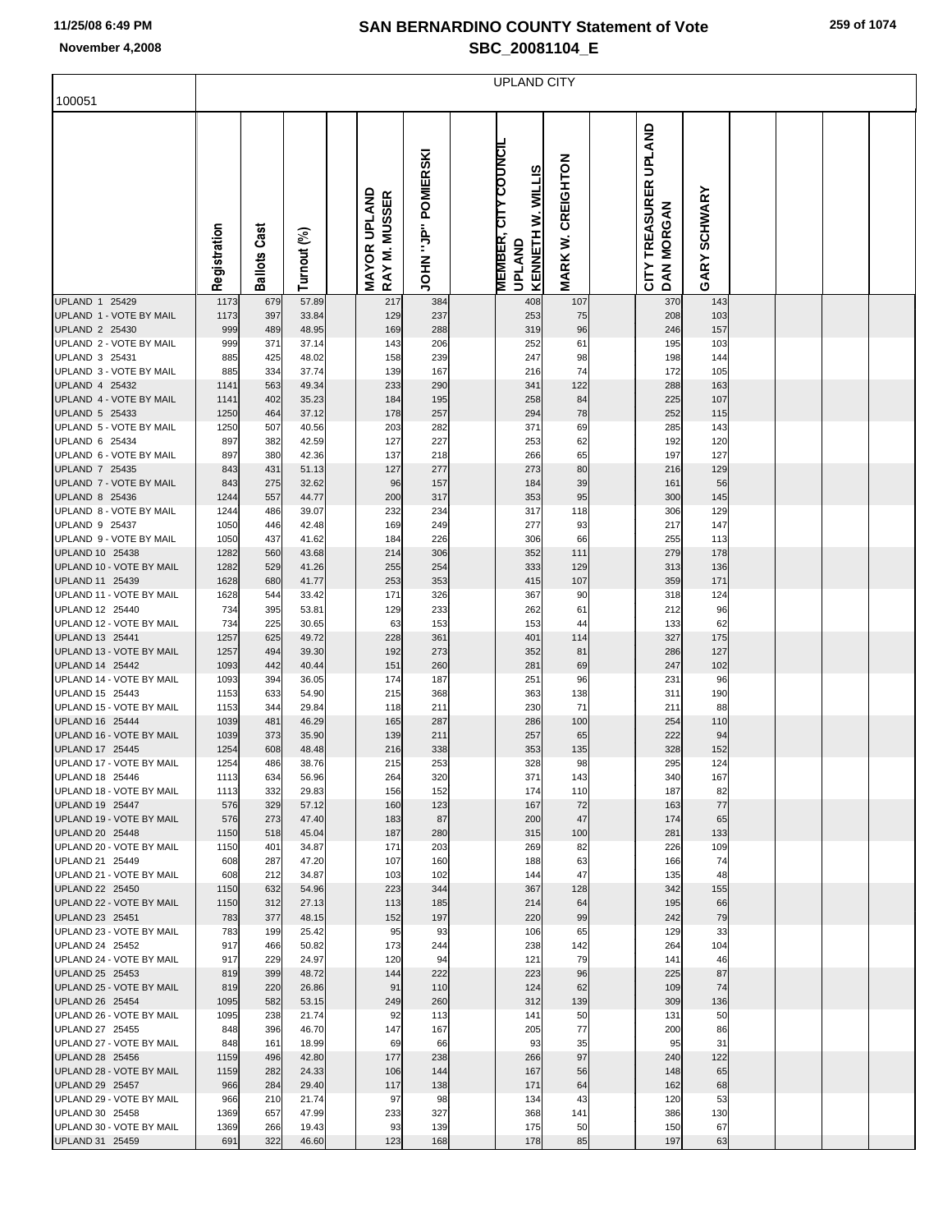# SAN BERNARDINO COUNTY Statement of Vote
## SBC_20081104_E

November 4,2008

100051

UPLAND CITY

| | Registration | Ballots Cast | Turnout (%) | MAYOR UPLAND RAY M. MUSSER | JOHN "JP" POMIERSKI | MEMBER, CITY COUNCIL UPLAND KENNETH W. WILLIS | MARK W. CREIGHTON | CITY TREASURER UPLAND DAN MORGAN | GARY SCHWARY |
|---|---|---|---|---|---|---|---|---|---|
| UPLAND 1 25429 | 1173 | 679 | 57.89 | 217 | 384 | 408 | 107 | 370 | 143 |
| UPLAND 1 - VOTE BY MAIL | 1173 | 397 | 33.84 | 129 | 237 | 253 | 75 | 208 | 103 |
| UPLAND 2 25430 | 999 | 489 | 48.95 | 169 | 288 | 319 | 96 | 246 | 157 |
| UPLAND 2 - VOTE BY MAIL | 999 | 371 | 37.14 | 143 | 206 | 252 | 61 | 195 | 103 |
| UPLAND 3 25431 | 885 | 425 | 48.02 | 158 | 239 | 247 | 98 | 198 | 144 |
| UPLAND 3 - VOTE BY MAIL | 885 | 334 | 37.74 | 139 | 167 | 216 | 74 | 172 | 105 |
| UPLAND 4 25432 | 1141 | 563 | 49.34 | 233 | 290 | 341 | 122 | 288 | 163 |
| UPLAND 4 - VOTE BY MAIL | 1141 | 402 | 35.23 | 184 | 195 | 258 | 84 | 225 | 107 |
| UPLAND 5 25433 | 1250 | 464 | 37.12 | 178 | 257 | 294 | 78 | 252 | 115 |
| UPLAND 5 - VOTE BY MAIL | 1250 | 507 | 40.56 | 203 | 282 | 371 | 69 | 285 | 143 |
| UPLAND 6 25434 | 897 | 382 | 42.59 | 127 | 227 | 253 | 62 | 192 | 120 |
| UPLAND 6 - VOTE BY MAIL | 897 | 380 | 42.36 | 137 | 218 | 266 | 65 | 197 | 127 |
| UPLAND 7 25435 | 843 | 431 | 51.13 | 127 | 277 | 273 | 80 | 216 | 129 |
| UPLAND 7 - VOTE BY MAIL | 843 | 275 | 32.62 | 96 | 157 | 184 | 39 | 161 | 56 |
| UPLAND 8 25436 | 1244 | 557 | 44.77 | 200 | 317 | 353 | 95 | 300 | 145 |
| UPLAND 8 - VOTE BY MAIL | 1244 | 486 | 39.07 | 232 | 234 | 317 | 118 | 306 | 129 |
| UPLAND 9 25437 | 1050 | 446 | 42.48 | 169 | 249 | 277 | 93 | 217 | 147 |
| UPLAND 9 - VOTE BY MAIL | 1050 | 437 | 41.62 | 184 | 226 | 306 | 66 | 255 | 113 |
| UPLAND 10 25438 | 1282 | 560 | 43.68 | 214 | 306 | 352 | 111 | 279 | 178 |
| UPLAND 10 - VOTE BY MAIL | 1282 | 529 | 41.26 | 255 | 254 | 333 | 129 | 313 | 136 |
| UPLAND 11 25439 | 1628 | 680 | 41.77 | 253 | 353 | 415 | 107 | 359 | 171 |
| UPLAND 11 - VOTE BY MAIL | 1628 | 544 | 33.42 | 171 | 326 | 367 | 90 | 318 | 124 |
| UPLAND 12 25440 | 734 | 395 | 53.81 | 129 | 233 | 262 | 61 | 212 | 96 |
| UPLAND 12 - VOTE BY MAIL | 734 | 225 | 30.65 | 63 | 153 | 153 | 44 | 133 | 62 |
| UPLAND 13 25441 | 1257 | 625 | 49.72 | 228 | 361 | 401 | 114 | 327 | 175 |
| UPLAND 13 - VOTE BY MAIL | 1257 | 494 | 39.30 | 192 | 273 | 352 | 81 | 286 | 127 |
| UPLAND 14 25442 | 1093 | 442 | 40.44 | 151 | 260 | 281 | 69 | 247 | 102 |
| UPLAND 14 - VOTE BY MAIL | 1093 | 394 | 36.05 | 174 | 187 | 251 | 96 | 231 | 96 |
| UPLAND 15 25443 | 1153 | 633 | 54.90 | 215 | 368 | 363 | 138 | 311 | 190 |
| UPLAND 15 - VOTE BY MAIL | 1153 | 344 | 29.84 | 118 | 211 | 230 | 71 | 211 | 88 |
| UPLAND 16 25444 | 1039 | 481 | 46.29 | 165 | 287 | 286 | 100 | 254 | 110 |
| UPLAND 16 - VOTE BY MAIL | 1039 | 373 | 35.90 | 139 | 211 | 257 | 65 | 222 | 94 |
| UPLAND 17 25445 | 1254 | 608 | 48.48 | 216 | 338 | 353 | 135 | 328 | 152 |
| UPLAND 17 - VOTE BY MAIL | 1254 | 486 | 38.76 | 215 | 253 | 328 | 98 | 295 | 124 |
| UPLAND 18 25446 | 1113 | 634 | 56.96 | 264 | 320 | 371 | 143 | 340 | 167 |
| UPLAND 18 - VOTE BY MAIL | 1113 | 332 | 29.83 | 156 | 152 | 174 | 110 | 187 | 82 |
| UPLAND 19 25447 | 576 | 329 | 57.12 | 160 | 123 | 167 | 72 | 163 | 77 |
| UPLAND 19 - VOTE BY MAIL | 576 | 273 | 47.40 | 183 | 87 | 200 | 47 | 174 | 65 |
| UPLAND 20 25448 | 1150 | 518 | 45.04 | 187 | 280 | 315 | 100 | 281 | 133 |
| UPLAND 20 - VOTE BY MAIL | 1150 | 401 | 34.87 | 171 | 203 | 269 | 82 | 226 | 109 |
| UPLAND 21 25449 | 608 | 287 | 47.20 | 107 | 160 | 188 | 63 | 166 | 74 |
| UPLAND 21 - VOTE BY MAIL | 608 | 212 | 34.87 | 103 | 102 | 144 | 47 | 135 | 48 |
| UPLAND 22 25450 | 1150 | 632 | 54.96 | 223 | 344 | 367 | 128 | 342 | 155 |
| UPLAND 22 - VOTE BY MAIL | 1150 | 312 | 27.13 | 113 | 185 | 214 | 64 | 195 | 66 |
| UPLAND 23 25451 | 783 | 377 | 48.15 | 152 | 197 | 220 | 99 | 242 | 79 |
| UPLAND 23 - VOTE BY MAIL | 783 | 199 | 25.42 | 95 | 93 | 106 | 65 | 129 | 33 |
| UPLAND 24 25452 | 917 | 466 | 50.82 | 173 | 244 | 238 | 142 | 264 | 104 |
| UPLAND 24 - VOTE BY MAIL | 917 | 229 | 24.97 | 120 | 94 | 121 | 79 | 141 | 46 |
| UPLAND 25 25453 | 819 | 399 | 48.72 | 144 | 222 | 223 | 96 | 225 | 87 |
| UPLAND 25 - VOTE BY MAIL | 819 | 220 | 26.86 | 91 | 110 | 124 | 62 | 109 | 74 |
| UPLAND 26 25454 | 1095 | 582 | 53.15 | 249 | 260 | 312 | 139 | 309 | 136 |
| UPLAND 26 - VOTE BY MAIL | 1095 | 238 | 21.74 | 92 | 113 | 141 | 50 | 131 | 50 |
| UPLAND 27 25455 | 848 | 396 | 46.70 | 147 | 167 | 205 | 77 | 200 | 86 |
| UPLAND 27 - VOTE BY MAIL | 848 | 161 | 18.99 | 69 | 66 | 93 | 35 | 95 | 31 |
| UPLAND 28 25456 | 1159 | 496 | 42.80 | 177 | 238 | 266 | 97 | 240 | 122 |
| UPLAND 28 - VOTE BY MAIL | 1159 | 282 | 24.33 | 106 | 144 | 167 | 56 | 148 | 65 |
| UPLAND 29 25457 | 966 | 284 | 29.40 | 117 | 138 | 171 | 64 | 162 | 68 |
| UPLAND 29 - VOTE BY MAIL | 966 | 210 | 21.74 | 97 | 98 | 134 | 43 | 120 | 53 |
| UPLAND 30 25458 | 1369 | 657 | 47.99 | 233 | 327 | 368 | 141 | 386 | 130 |
| UPLAND 30 - VOTE BY MAIL | 1369 | 266 | 19.43 | 93 | 139 | 175 | 50 | 150 | 67 |
| UPLAND 31 25459 | 691 | 322 | 46.60 | 123 | 168 | 178 | 85 | 197 | 63 |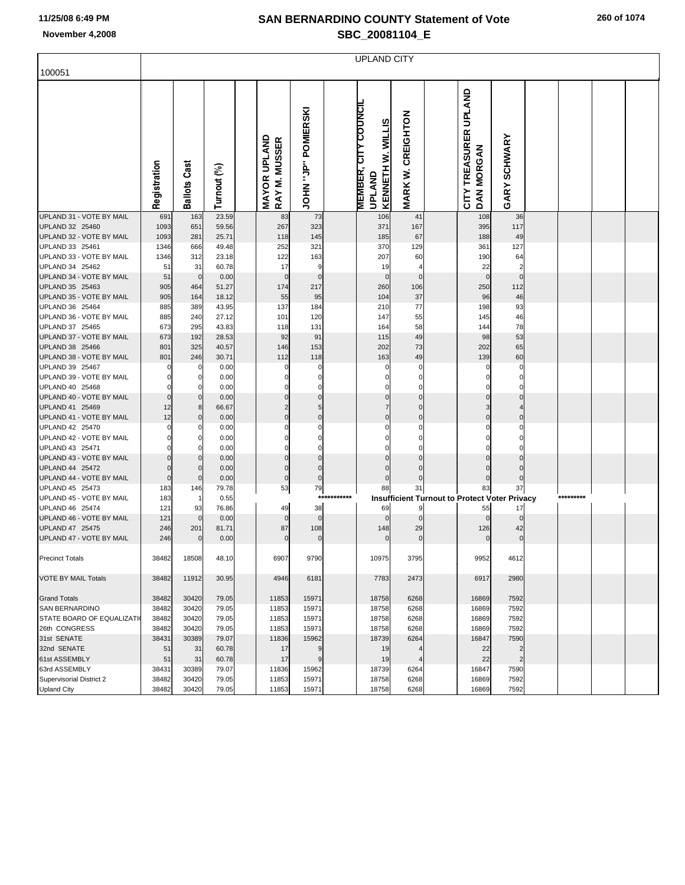# SAN BERNARDINO COUNTY Statement of Vote
## SBC_20081104_E

November 4,2008

100051 — UPLAND CITY

| | Registration | Ballots Cast | Turnout (%) | | MAYOR UPLAND RAY M. MUSSER | JOHN "JP" POMIERSKI | | MEMBER, CITY COUNCIL UPLAND KENNETH W. WILLIS | MARK W. CREIGHTON | | CITY TREASURER UPLAND DAN MORGAN | GARY SCHWARY | | | | |
|---|---|---|---|---|---|---|---|---|---|---|---|---|---|---|---|---|
| UPLAND 31 - VOTE BY MAIL | 691 | 163 | 23.59 | | 83 | 73 | | 106 | 41 | | 108 | 36 | | | | |
| UPLAND 32 25460 | 1093 | 651 | 59.56 | | 267 | 323 | | 371 | 167 | | 395 | 117 | | | | |
| UPLAND 32 - VOTE BY MAIL | 1093 | 281 | 25.71 | | 118 | 145 | | 185 | 67 | | 188 | 49 | | | | |
| UPLAND 33 25461 | 1346 | 666 | 49.48 | | 252 | 321 | | 370 | 129 | | 361 | 127 | | | | |
| UPLAND 33 - VOTE BY MAIL | 1346 | 312 | 23.18 | | 122 | 163 | | 207 | 60 | | 190 | 64 | | | | |
| UPLAND 34 25462 | 51 | 31 | 60.78 | | 17 | 9 | | 19 | 4 | | 22 | 2 | | | | |
| UPLAND 34 - VOTE BY MAIL | 51 | 0 | 0.00 | | 0 | 0 | | 0 | 0 | | 0 | 0 | | | | |
| UPLAND 35 25463 | 905 | 464 | 51.27 | | 174 | 217 | | 260 | 106 | | 250 | 112 | | | | |
| UPLAND 35 - VOTE BY MAIL | 905 | 164 | 18.12 | | 55 | 95 | | 104 | 37 | | 96 | 46 | | | | |
| UPLAND 36 25464 | 885 | 389 | 43.95 | | 137 | 184 | | 210 | 77 | | 198 | 93 | | | | |
| UPLAND 36 - VOTE BY MAIL | 885 | 240 | 27.12 | | 101 | 120 | | 147 | 55 | | 145 | 46 | | | | |
| UPLAND 37 25465 | 673 | 295 | 43.83 | | 118 | 131 | | 164 | 58 | | 144 | 78 | | | | |
| UPLAND 37 - VOTE BY MAIL | 673 | 192 | 28.53 | | 92 | 91 | | 115 | 49 | | 98 | 53 | | | | |
| UPLAND 38 25466 | 801 | 325 | 40.57 | | 146 | 153 | | 202 | 73 | | 202 | 65 | | | | |
| UPLAND 38 - VOTE BY MAIL | 801 | 246 | 30.71 | | 112 | 118 | | 163 | 49 | | 139 | 60 | | | | |
| UPLAND 39 25467 | 0 | 0 | 0.00 | | 0 | 0 | | 0 | 0 | | 0 | 0 | | | | |
| UPLAND 39 - VOTE BY MAIL | 0 | 0 | 0.00 | | 0 | 0 | | 0 | 0 | | 0 | 0 | | | | |
| UPLAND 40 25468 | 0 | 0 | 0.00 | | 0 | 0 | | 0 | 0 | | 0 | 0 | | | | |
| UPLAND 40 - VOTE BY MAIL | 0 | 0 | 0.00 | | 0 | 0 | | 0 | 0 | | 0 | 0 | | | | |
| UPLAND 41 25469 | 12 | 8 | 66.67 | | 2 | 5 | | 7 | 0 | | 3 | 4 | | | | |
| UPLAND 41 - VOTE BY MAIL | 12 | 0 | 0.00 | | 0 | 0 | | 0 | 0 | | 0 | 0 | | | | |
| UPLAND 42 25470 | 0 | 0 | 0.00 | | 0 | 0 | | 0 | 0 | | 0 | 0 | | | | |
| UPLAND 42 - VOTE BY MAIL | 0 | 0 | 0.00 | | 0 | 0 | | 0 | 0 | | 0 | 0 | | | | |
| UPLAND 43 25471 | 0 | 0 | 0.00 | | 0 | 0 | | 0 | 0 | | 0 | 0 | | | | |
| UPLAND 43 - VOTE BY MAIL | 0 | 0 | 0.00 | | 0 | 0 | | 0 | 0 | | 0 | 0 | | | | |
| UPLAND 44 25472 | 0 | 0 | 0.00 | | 0 | 0 | | 0 | 0 | | 0 | 0 | | | | |
| UPLAND 44 - VOTE BY MAIL | 0 | 0 | 0.00 | | 0 | 0 | | 0 | 0 | | 0 | 0 | | | | |
| UPLAND 45 25473 | 183 | 146 | 79.78 | | 53 | 79 | | 88 | 31 | | 83 | 37 | | | | |
| UPLAND 45 - VOTE BY MAIL | 183 | 1 | 0.55 | | | | *********** | Insufficient Turnout to Protect Voter Privacy | | | | | | ********* | | |
| UPLAND 46 25474 | 121 | 93 | 76.86 | | 49 | 38 | | 69 | 9 | | 55 | 17 | | | | |
| UPLAND 46 - VOTE BY MAIL | 121 | 0 | 0.00 | | 0 | 0 | | 0 | 0 | | 0 | 0 | | | | |
| UPLAND 47 25475 | 246 | 201 | 81.71 | | 87 | 108 | | 148 | 29 | | 126 | 42 | | | | |
| UPLAND 47 - VOTE BY MAIL | 246 | 0 | 0.00 | | 0 | 0 | | 0 | 0 | | 0 | 0 | | | | |
| Precinct Totals | 38482 | 18508 | 48.10 | | 6907 | 9790 | | 10975 | 3795 | | 9952 | 4612 | | | | |
| VOTE BY MAIL Totals | 38482 | 11912 | 30.95 | | 4946 | 6181 | | 7783 | 2473 | | 6917 | 2980 | | | | |
| Grand Totals | 38482 | 30420 | 79.05 | | 11853 | 15971 | | 18758 | 6268 | | 16869 | 7592 | | | | |
| SAN BERNARDINO | 38482 | 30420 | 79.05 | | 11853 | 15971 | | 18758 | 6268 | | 16869 | 7592 | | | | |
| STATE BOARD OF EQUALIZATI | 38482 | 30420 | 79.05 | | 11853 | 15971 | | 18758 | 6268 | | 16869 | 7592 | | | | |
| 26th CONGRESS | 38482 | 30420 | 79.05 | | 11853 | 15971 | | 18758 | 6268 | | 16869 | 7592 | | | | |
| 31st SENATE | 38431 | 30389 | 79.07 | | 11836 | 15962 | | 18739 | 6264 | | 16847 | 7590 | | | | |
| 32nd SENATE | 51 | 31 | 60.78 | | 17 | 9 | | 19 | 4 | | 22 | 2 | | | | |
| 61st ASSEMBLY | 51 | 31 | 60.78 | | 17 | 9 | | 19 | 4 | | 22 | 2 | | | | |
| 63rd ASSEMBLY | 38431 | 30389 | 79.07 | | 11836 | 15962 | | 18739 | 6264 | | 16847 | 7590 | | | | |
| Supervisorial District 2 | 38482 | 30420 | 79.05 | | 11853 | 15971 | | 18758 | 6268 | | 16869 | 7592 | | | | |
| Upland City | 38482 | 30420 | 79.05 | | 11853 | 15971 | | 18758 | 6268 | | 16869 | 7592 | | | | |